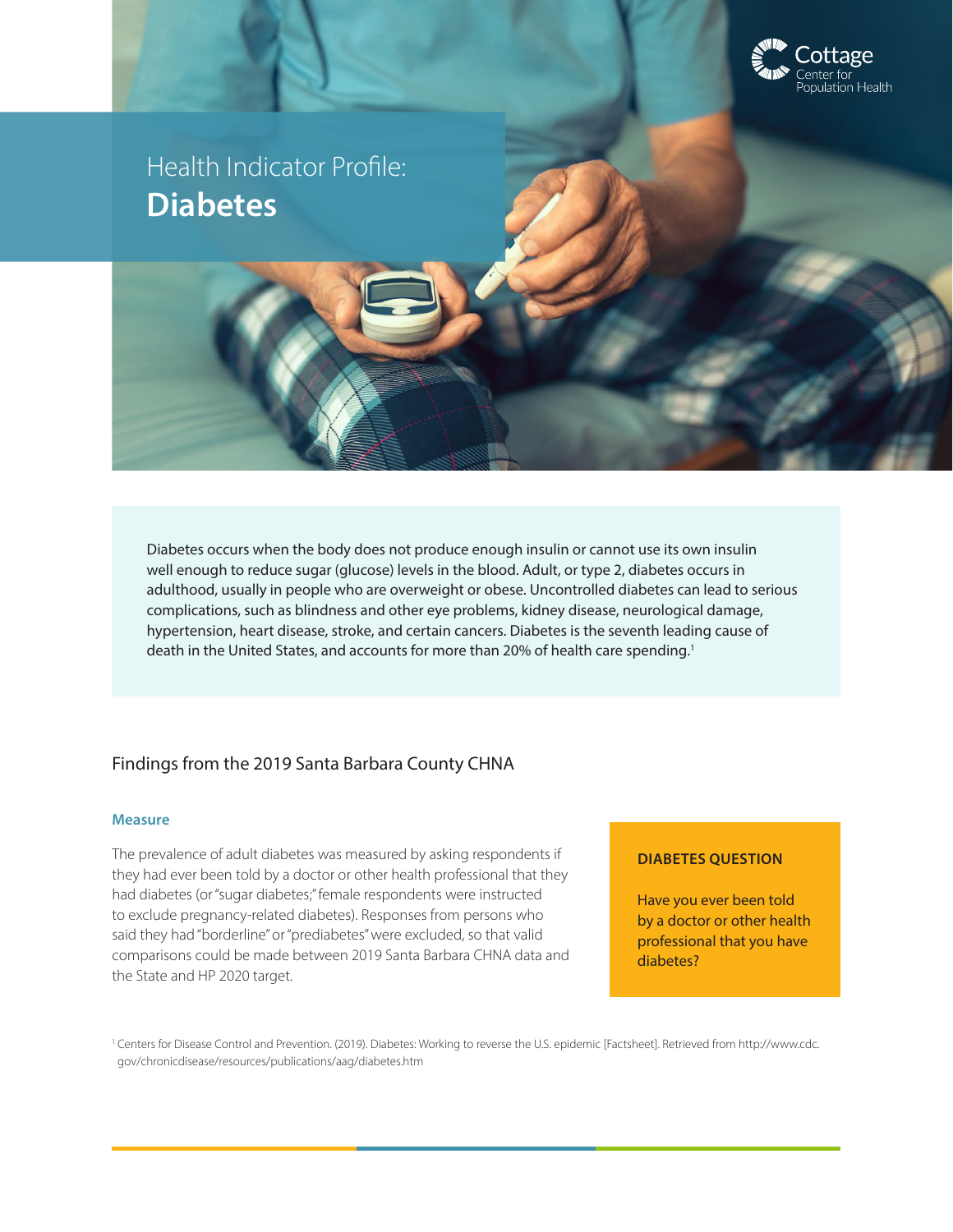Cottage Center for Population Health

# Health Indicator Profile: **Diabetes**

Diabetes occurs when the body does not produce enough insulin or cannot use its own insulin well enough to reduce sugar (glucose) levels in the blood. Adult, or type 2, diabetes occurs in adulthood, usually in people who are overweight or obese. Uncontrolled diabetes can lead to serious complications, such as blindness and other eye problems, kidney disease, neurological damage, hypertension, heart disease, stroke, and certain cancers. Diabetes is the seventh leading cause of death in the United States, and accounts for more than 20% of health care spending.[1]

## Findings from the 2019 Santa Barbara County CHNA

### Measure

The prevalence of adult diabetes was measured by asking respondents if they had ever been told by a doctor or other health professional that they had diabetes (or "sugar diabetes;" female respondents were instructed to exclude pregnancy-related diabetes). Responses from persons who said they had "borderline" or "prediabetes" were excluded, so that valid comparisons could be made between 2019 Santa Barbara CHNA data and the State and HP 2020 target.

**DIABETES QUESTION**

Have you ever been told by a doctor or other health professional that you have diabetes?

[1] Centers for Disease Control and Prevention. (2019). Diabetes: Working to reverse the U.S. epidemic [Factsheet]. Retrieved from http://www.cdc.gov/chronicdisease/resources/publications/aag/diabetes.htm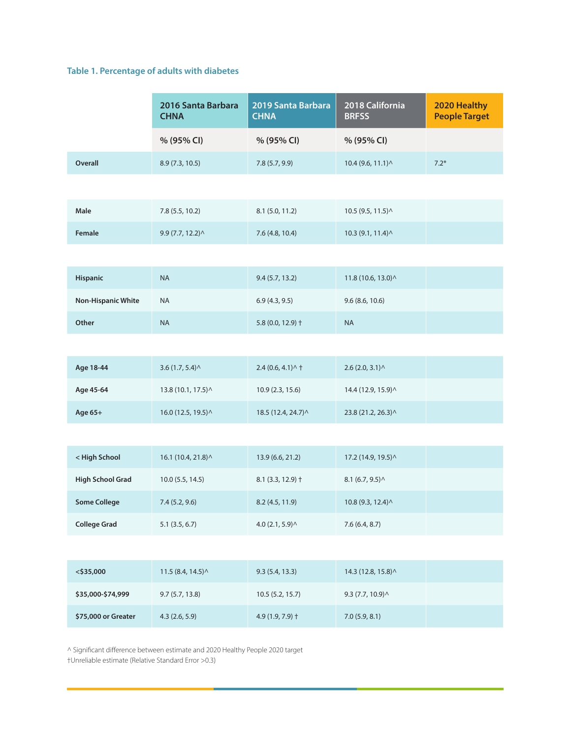### Table 1. Percentage of adults with diabetes

| | 2016 Santa Barbara CHNA | 2019 Santa Barbara CHNA | 2018 California BRFSS | 2020 Healthy People Target |
|---|---|---|---|---|
| | % (95% CI) | % (95% CI) | % (95% CI) | |
| **Overall** | 8.9 (7.3, 10.5) | 7.8 (5.7, 9.9) | 10.4 (9.6, 11.1)^ | 7.2* |
| **Male** | 7.8 (5.5, 10.2) | 8.1 (5.0, 11.2) | 10.5 (9.5, 11.5)^ | |
| **Female** | 9.9 (7.7, 12.2)^ | 7.6 (4.8, 10.4) | 10.3 (9.1, 11.4)^ | |
| **Hispanic** | NA | 9.4 (5.7, 13.2) | 11.8 (10.6, 13.0)^ | |
| **Non-Hispanic White** | NA | 6.9 (4.3, 9.5) | 9.6 (8.6, 10.6) | |
| **Other** | NA | 5.8 (0.0, 12.9) † | NA | |
| **Age 18-44** | 3.6 (1.7, 5.4)^ | 2.4 (0.6, 4.1)^ † | 2.6 (2.0, 3.1)^ | |
| **Age 45-64** | 13.8 (10.1, 17.5)^ | 10.9 (2.3, 15.6) | 14.4 (12.9, 15.9)^ | |
| **Age 65+** | 16.0 (12.5, 19.5)^ | 18.5 (12.4, 24.7)^ | 23.8 (21.2, 26.3)^ | |
| **< High School** | 16.1 (10.4, 21.8)^ | 13.9 (6.6, 21.2) | 17.2 (14.9, 19.5)^ | |
| **High School Grad** | 10.0 (5.5, 14.5) | 8.1 (3.3, 12.9) † | 8.1 (6.7, 9.5)^ | |
| **Some College** | 7.4 (5.2, 9.6) | 8.2 (4.5, 11.9) | 10.8 (9.3, 12.4)^ | |
| **College Grad** | 5.1 (3.5, 6.7) | 4.0 (2.1, 5.9)^ | 7.6 (6.4, 8.7) | |
| **<$35,000** | 11.5 (8.4, 14.5)^ | 9.3 (5.4, 13.3) | 14.3 (12.8, 15.8)^ | |
| **$35,000-$74,999** | 9.7 (5.7, 13.8) | 10.5 (5.2, 15.7) | 9.3 (7.7, 10.9)^ | |
| **$75,000 or Greater** | 4.3 (2.6, 5.9) | 4.9 (1.9, 7.9) † | 7.0 (5.9, 8.1) | |

^ Significant difference between estimate and 2020 Healthy People 2020 target
†Unreliable estimate (Relative Standard Error >0.3)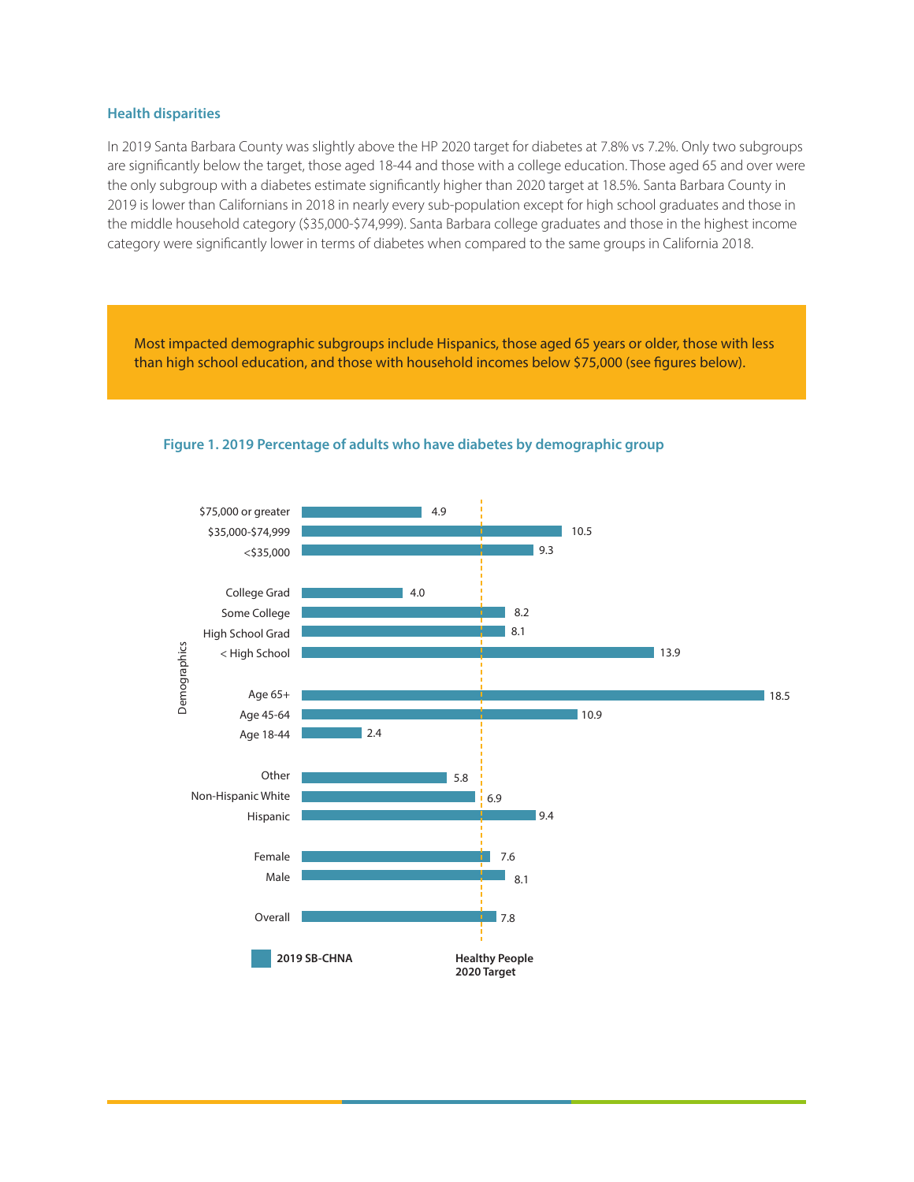### Health disparities

In 2019 Santa Barbara County was slightly above the HP 2020 target for diabetes at 7.8% vs 7.2%. Only two subgroups are significantly below the target, those aged 18-44 and those with a college education. Those aged 65 and over were the only subgroup with a diabetes estimate significantly higher than 2020 target at 18.5%. Santa Barbara County in 2019 is lower than Californians in 2018 in nearly every sub-population except for high school graduates and those in the middle household category ($35,000-$74,999). Santa Barbara college graduates and those in the highest income category were significantly lower in terms of diabetes when compared to the same groups in California 2018.

> Most impacted demographic subgroups include Hispanics, those aged 65 years or older, those with less than high school education, and those with household incomes below $75,000 (see figures below).

**Figure 1. 2019 Percentage of adults who have diabetes by demographic group**

| Demographics | 2019 SB-CHNA |
|---|---|
| $75,000 or greater | 4.9 |
| $35,000-$74,999 | 10.5 |
| <$35,000 | 9.3 |
| College Grad | 4.0 |
| Some College | 8.2 |
| High School Grad | 8.1 |
| < High School | 13.9 |
| Age 65+ | 18.5 |
| Age 45-64 | 10.9 |
| Age 18-44 | 2.4 |
| Other | 5.8 |
| Non-Hispanic White | 6.9 |
| Hispanic | 9.4 |
| Female | 7.6 |
| Male | 8.1 |
| Overall | 7.8 |

Legend: 2019 SB-CHNA; Healthy People 2020 Target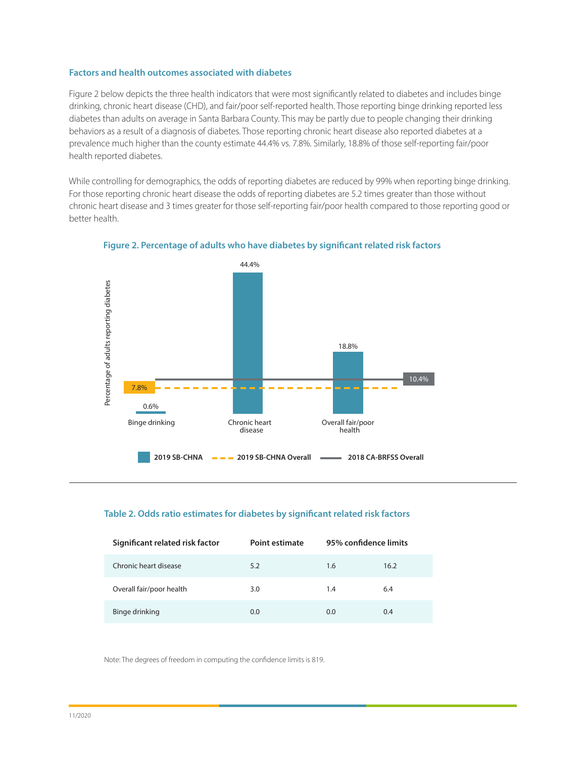### Factors and health outcomes associated with diabetes

Figure 2 below depicts the three health indicators that were most significantly related to diabetes and includes binge drinking, chronic heart disease (CHD), and fair/poor self-reported health. Those reporting binge drinking reported less diabetes than adults on average in Santa Barbara County. This may be partly due to people changing their drinking behaviors as a result of a diagnosis of diabetes. Those reporting chronic heart disease also reported diabetes at a prevalence much higher than the county estimate 44.4% vs. 7.8%. Similarly, 18.8% of those self-reporting fair/poor health reported diabetes.

While controlling for demographics, the odds of reporting diabetes are reduced by 99% when reporting binge drinking. For those reporting chronic heart disease the odds of reporting diabetes are 5.2 times greater than those without chronic heart disease and 3 times greater for those self-reporting fair/poor health compared to those reporting good or better health.

**Figure 2. Percentage of adults who have diabetes by significant related risk factors**

Percentage of adults reporting diabetes

0.6%
Binge drinking

44.4%
Chronic heart disease

18.8%
Overall fair/poor health

7.8%
10.4%

2019 SB-CHNA
2019 SB-CHNA Overall
2018 CA-BRFSS Overall

**Table 2. Odds ratio estimates for diabetes by significant related risk factors**

| Significant related risk factor | Point estimate | 95% confidence limits | |
|---|---|---|---|
| Chronic heart disease | 5.2 | 1.6 | 16.2 |
| Overall fair/poor health | 3.0 | 1.4 | 6.4 |
| Binge drinking | 0.0 | 0.0 | 0.4 |

Note: The degrees of freedom in computing the confidence limits is 819.